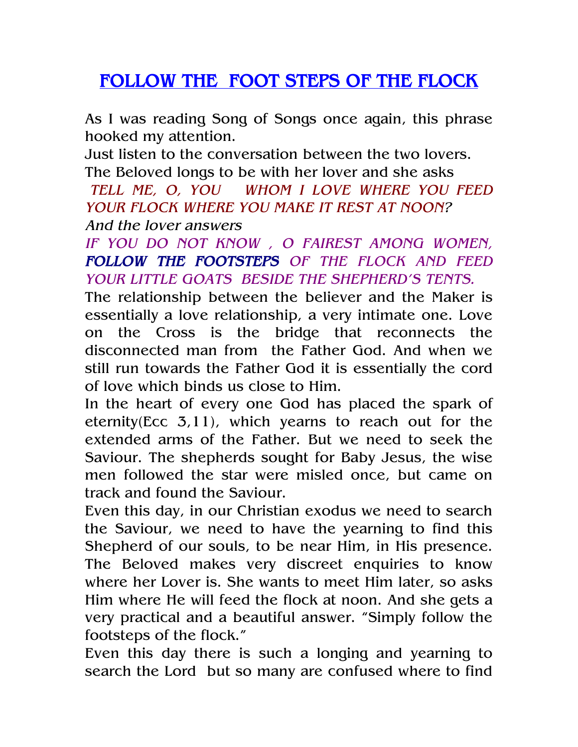# FOLLOW THE FOOT STEPS OF THE FLOCK

As I was reading Song of Songs once again, this phrase hooked my attention.

Just listen to the conversation between the two lovers.

The Beloved longs to be with her lover and she asks

*TELL ME, O, YOU WHOM I LOVE WHERE YOU FEED YOUR FLOCK WHERE YOU MAKE IT REST AT NOON?*

*And the lover answers*

*IF YOU DO NOT KNOW , O FAIREST AMONG WOMEN, **FOLLOW THE FOOTSTEPS** OF THE FLOCK AND FEED YOUR LITTLE GOATS BESIDE THE SHEPHERD'S TENTS.*

The relationship between the believer and the Maker is essentially a love relationship, a very intimate one. Love on the Cross is the bridge that reconnects the disconnected man from the Father God. And when we still run towards the Father God it is essentially the cord of love which binds us close to Him.

In the heart of every one God has placed the spark of eternity(Ecc 3,11), which yearns to reach out for the extended arms of the Father. But we need to seek the Saviour. The shepherds sought for Baby Jesus, the wise men followed the star were misled once, but came on track and found the Saviour.

Even this day, in our Christian exodus we need to search the Saviour, we need to have the yearning to find this Shepherd of our souls, to be near Him, in His presence. The Beloved makes very discreet enquiries to know where her Lover is. She wants to meet Him later, so asks Him where He will feed the flock at noon. And she gets a very practical and a beautiful answer. "Simply follow the footsteps of the flock."

Even this day there is such a longing and yearning to search the Lord but so many are confused where to find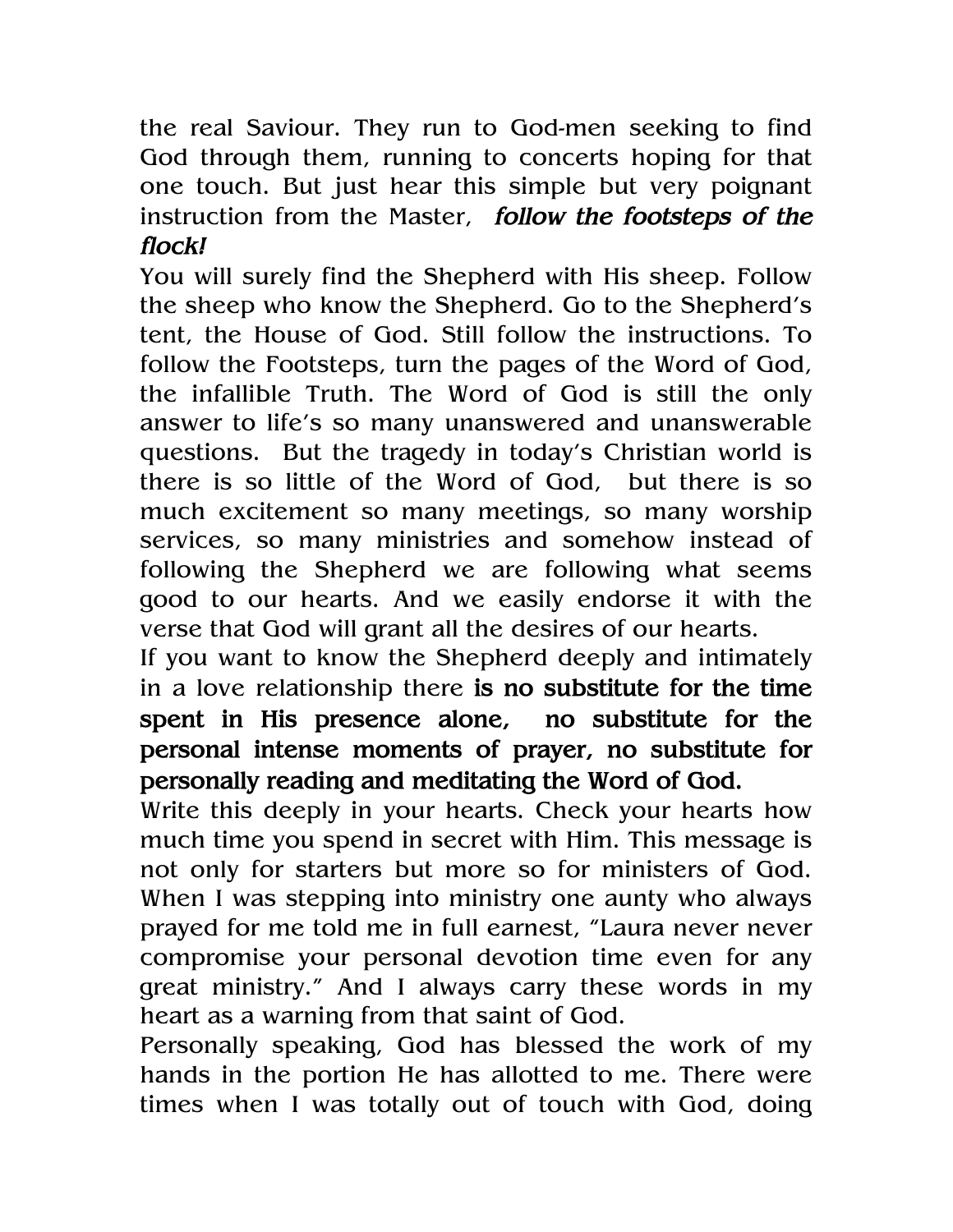the real Saviour. They run to God-men seeking to find God through them, running to concerts hoping for that one touch. But just hear this simple but very poignant instruction from the Master, ***follow the footsteps of the flock!***

You will surely find the Shepherd with His sheep. Follow the sheep who know the Shepherd. Go to the Shepherd's tent, the House of God. Still follow the instructions. To follow the Footsteps, turn the pages of the Word of God, the infallible Truth. The Word of God is still the only answer to life's so many unanswered and unanswerable questions. But the tragedy in today's Christian world is there is so little of the Word of God, but there is so much excitement so many meetings, so many worship services, so many ministries and somehow instead of following the Shepherd we are following what seems good to our hearts. And we easily endorse it with the verse that God will grant all the desires of our hearts.

If you want to know the Shepherd deeply and intimately in a love relationship there **is no substitute for the time spent in His presence alone, no substitute for the personal intense moments of prayer, no substitute for personally reading and meditating the Word of God.**

Write this deeply in your hearts. Check your hearts how much time you spend in secret with Him. This message is not only for starters but more so for ministers of God. When I was stepping into ministry one aunty who always prayed for me told me in full earnest, "Laura never never compromise your personal devotion time even for any great ministry." And I always carry these words in my heart as a warning from that saint of God.

Personally speaking, God has blessed the work of my hands in the portion He has allotted to me. There were times when I was totally out of touch with God, doing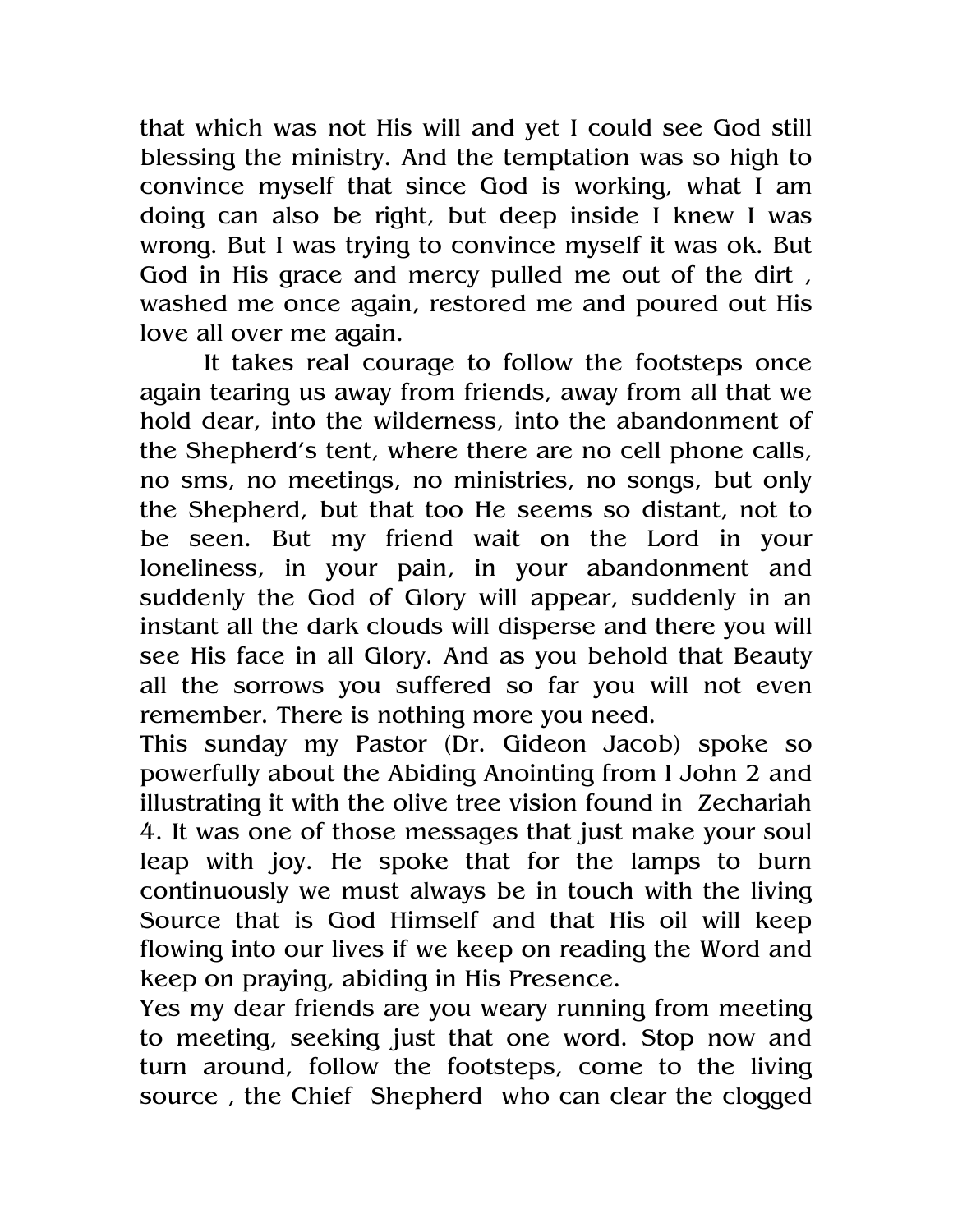that which was not His will and yet I could see God still blessing the ministry. And the temptation was so high to convince myself that since God is working, what I am doing can also be right, but deep inside I knew I was wrong. But I was trying to convince myself it was ok. But God in His grace and mercy pulled me out of the dirt , washed me once again, restored me and poured out His love all over me again.

It takes real courage to follow the footsteps once again tearing us away from friends, away from all that we hold dear, into the wilderness, into the abandonment of the Shepherd's tent, where there are no cell phone calls, no sms, no meetings, no ministries, no songs, but only the Shepherd, but that too He seems so distant, not to be seen. But my friend wait on the Lord in your loneliness, in your pain, in your abandonment and suddenly the God of Glory will appear, suddenly in an instant all the dark clouds will disperse and there you will see His face in all Glory. And as you behold that Beauty all the sorrows you suffered so far you will not even remember. There is nothing more you need.

This sunday my Pastor (Dr. Gideon Jacob) spoke so powerfully about the Abiding Anointing from I John 2 and illustrating it with the olive tree vision found in Zechariah 4. It was one of those messages that just make your soul leap with joy. He spoke that for the lamps to burn continuously we must always be in touch with the living Source that is God Himself and that His oil will keep flowing into our lives if we keep on reading the Word and keep on praying, abiding in His Presence.

Yes my dear friends are you weary running from meeting to meeting, seeking just that one word. Stop now and turn around, follow the footsteps, come to the living source , the Chief Shepherd who can clear the clogged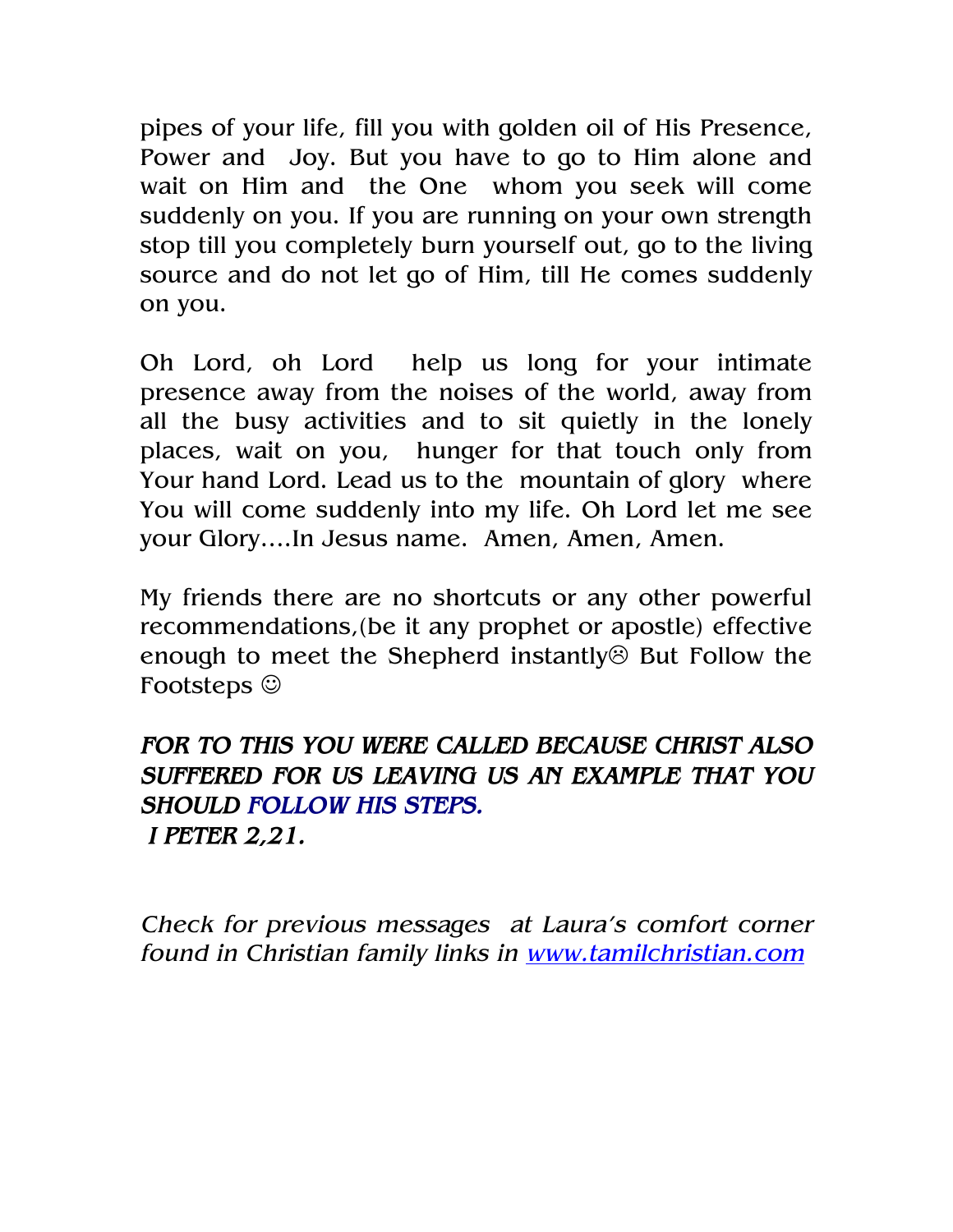pipes of your life, fill you with golden oil of His Presence, Power and Joy. But you have to go to Him alone and wait on Him and the One whom you seek will come suddenly on you. If you are running on your own strength stop till you completely burn yourself out, go to the living source and do not let go of Him, till He comes suddenly on you.

Oh Lord, oh Lord help us long for your intimate presence away from the noises of the world, away from all the busy activities and to sit quietly in the lonely places, wait on you, hunger for that touch only from Your hand Lord. Lead us to the mountain of glory where You will come suddenly into my life. Oh Lord let me see your Glory….In Jesus name. Amen, Amen, Amen.

My friends there are no shortcuts or any other powerful recommendations,(be it any prophet or apostle) effective enough to meet the Shepherd instantly☹ But Follow the Footsteps ☺

***FOR TO THIS YOU WERE CALLED BECAUSE CHRIST ALSO SUFFERED FOR US LEAVING US AN EXAMPLE THAT YOU SHOULD FOLLOW HIS STEPS.***
***I PETER 2,21.***

*Check for previous messages at Laura's comfort corner found in Christian family links in www.tamilchristian.com*